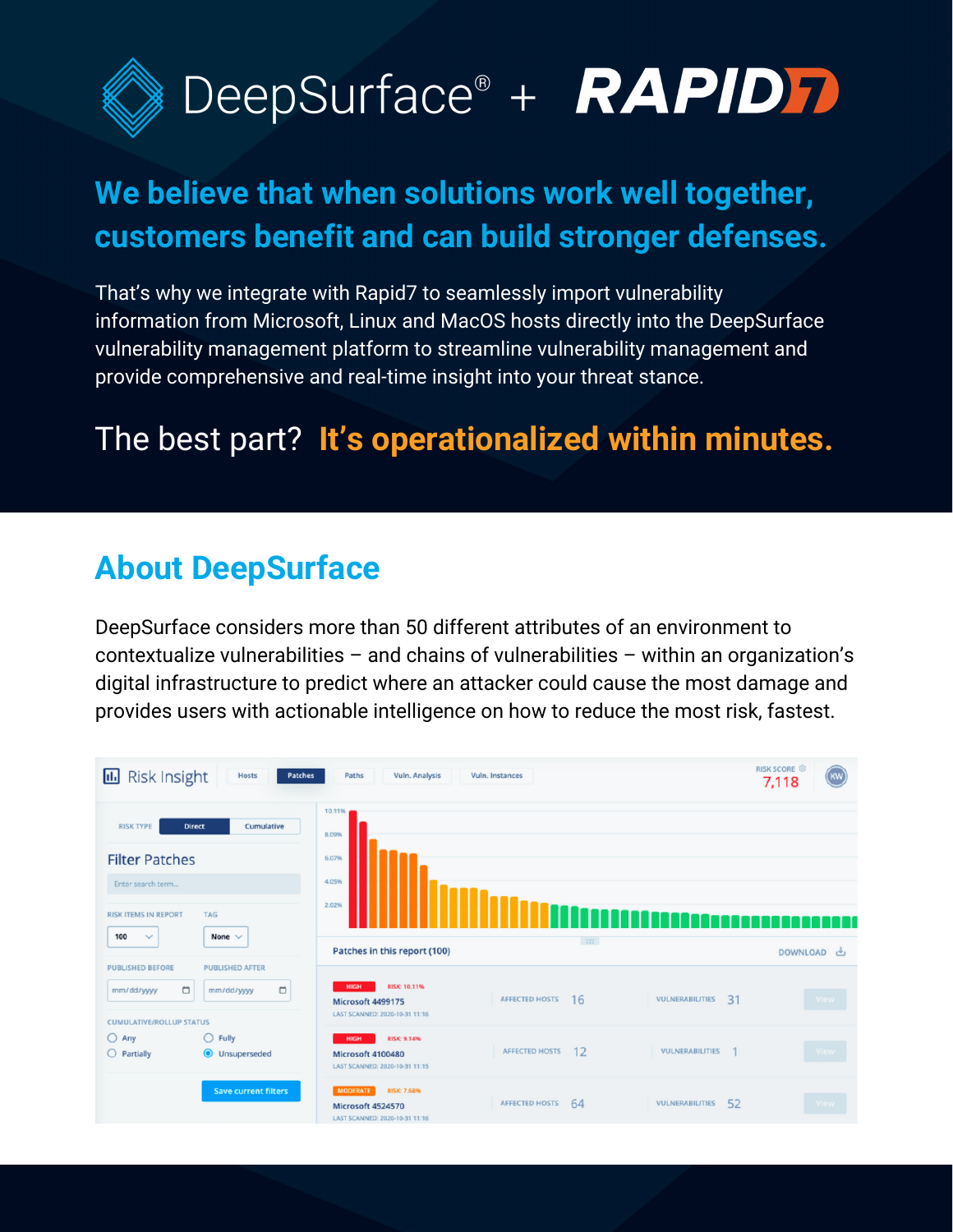# DeepSurface® + RAPID7

## We believe that when solutions work well together, customers benefit and can build stronger defenses.

That's why we integrate with Rapid7 to seamlessly import vulnerability information from Microsoft, Linux and MacOS hosts directly into the DeepSurface vulnerability management platform to streamline vulnerability management and provide comprehensive and real-time insight into your threat stance.

The best part? **It's operationalized within minutes.**

## About DeepSurface

DeepSurface considers more than 50 different attributes of an environment to contextualize vulnerabilities – and chains of vulnerabilities – within an organization's digital infrastructure to predict where an attacker could cause the most damage and provides users with actionable intelligence on how to reduce the most risk, fastest.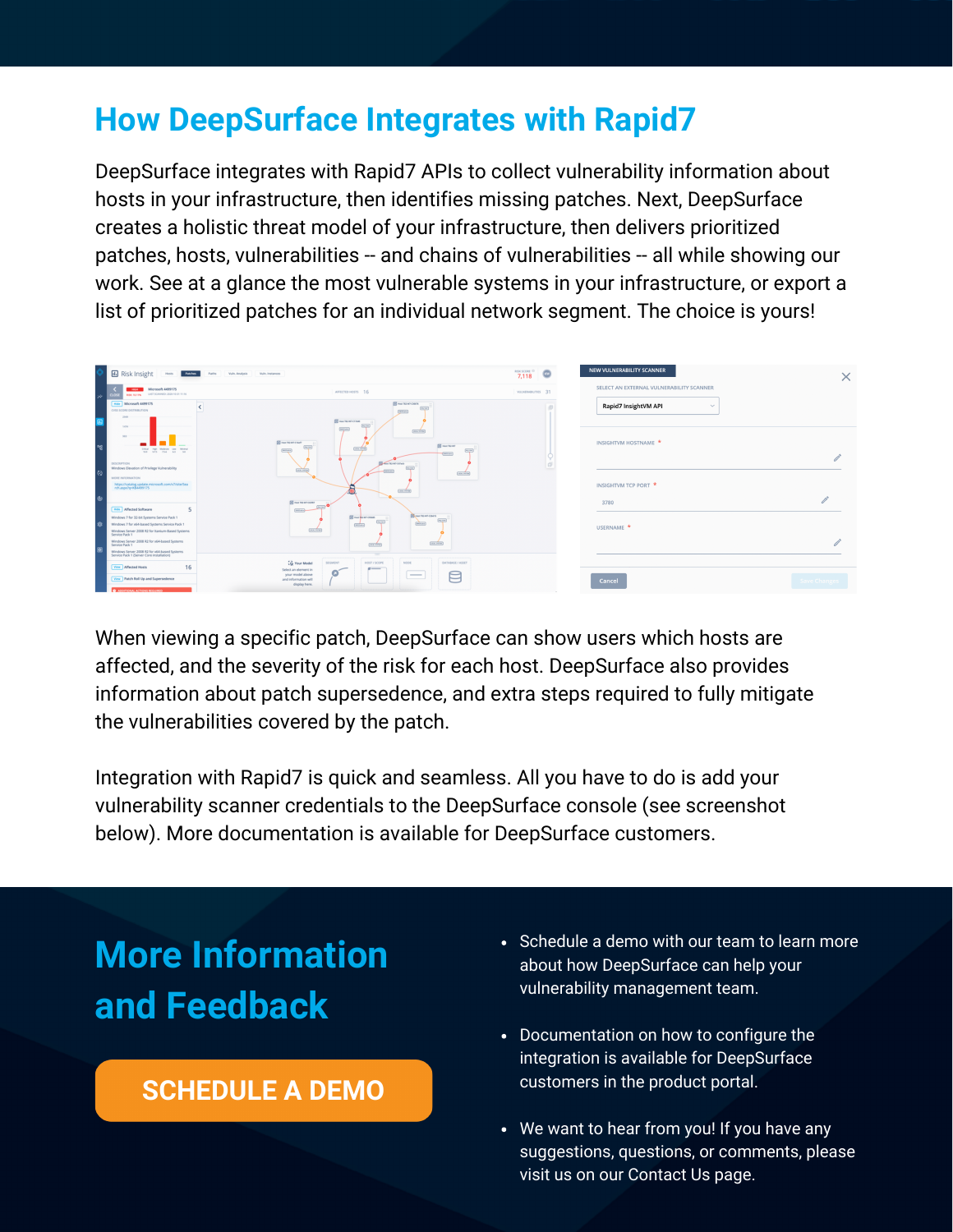## How DeepSurface Integrates with Rapid7

DeepSurface integrates with Rapid7 APIs to collect vulnerability information about hosts in your infrastructure, then identifies missing patches. Next, DeepSurface creates a holistic threat model of your infrastructure, then delivers prioritized patches, hosts, vulnerabilities -- and chains of vulnerabilities -- all while showing our work. See at a glance the most vulnerable systems in your infrastructure, or export a list of prioritized patches for an individual network segment. The choice is yours!

When viewing a specific patch, DeepSurface can show users which hosts are affected, and the severity of the risk for each host. DeepSurface also provides information about patch supersedence, and extra steps required to fully mitigate the vulnerabilities covered by the patch.

Integration with Rapid7 is quick and seamless. All you have to do is add your vulnerability scanner credentials to the DeepSurface console (see screenshot below). More documentation is available for DeepSurface customers.

## More Information and Feedback

**SCHEDULE A DEMO**

- Schedule a demo with our team to learn more about how DeepSurface can help your vulnerability management team.
- Documentation on how to configure the integration is available for DeepSurface customers in the product portal.
- We want to hear from you! If you have any suggestions, questions, or comments, please visit us on our Contact Us page.